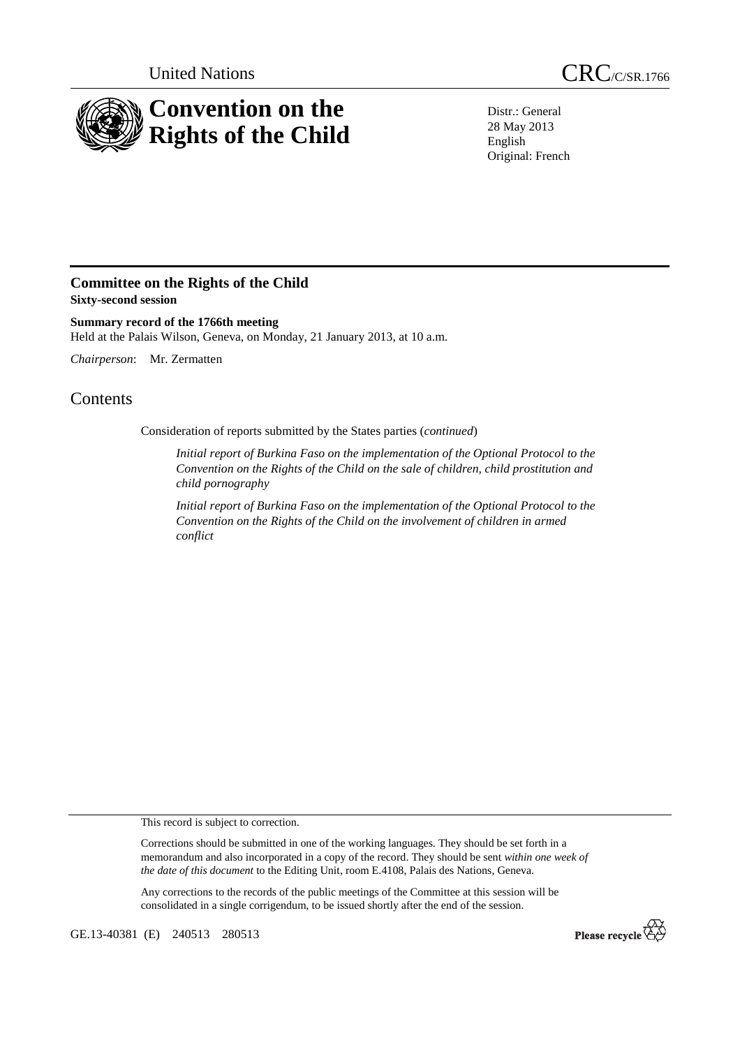United Nations

CRC/C/SR.1766

# Convention on the Rights of the Child

Distr.: General
28 May 2013
English
Original: French

## Committee on the Rights of the Child

**Sixty-second session**

**Summary record of the 1766th meeting**

Held at the Palais Wilson, Geneva, on Monday, 21 January 2013, at 10 a.m.

*Chairperson*: Mr. Zermatten

# Contents

Consideration of reports submitted by the States parties (*continued*)

*Initial report of Burkina Faso on the implementation of the Optional Protocol to the Convention on the Rights of the Child on the sale of children, child prostitution and child pornography*

*Initial report of Burkina Faso on the implementation of the Optional Protocol to the Convention on the Rights of the Child on the involvement of children in armed conflict*

This record is subject to correction.

Corrections should be submitted in one of the working languages. They should be set forth in a memorandum and also incorporated in a copy of the record. They should be sent *within one week of the date of this document* to the Editing Unit, room E.4108, Palais des Nations, Geneva.

Any corrections to the records of the public meetings of the Committee at this session will be consolidated in a single corrigendum, to be issued shortly after the end of the session.

GE.13-40381 (E) 240513 280513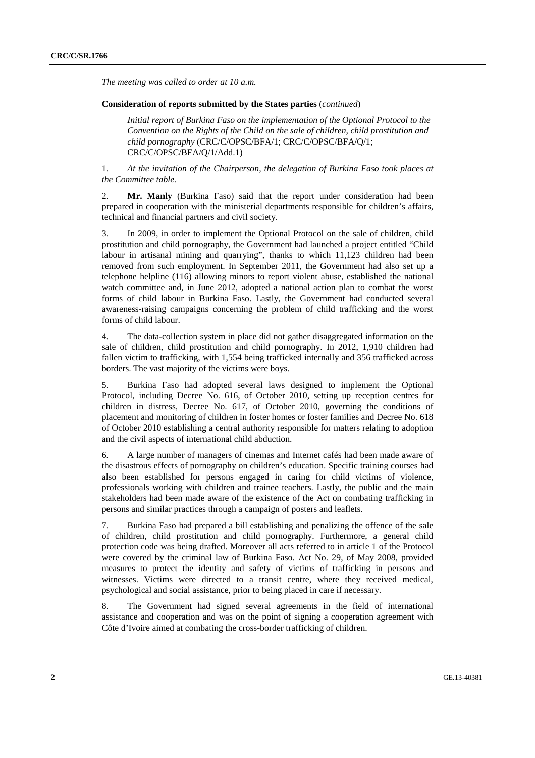*The meeting was called to order at 10 a.m.*

**Consideration of reports submitted by the States parties** (*continued*)

*Initial report of Burkina Faso on the implementation of the Optional Protocol to the Convention on the Rights of the Child on the sale of children, child prostitution and child pornography* (CRC/C/OPSC/BFA/1; CRC/C/OPSC/BFA/Q/1; CRC/C/OPSC/BFA/Q/1/Add.1)

1. *At the invitation of the Chairperson, the delegation of Burkina Faso took places at the Committee table.*

2. **Mr. Manly** (Burkina Faso) said that the report under consideration had been prepared in cooperation with the ministerial departments responsible for children's affairs, technical and financial partners and civil society.

3. In 2009, in order to implement the Optional Protocol on the sale of children, child prostitution and child pornography, the Government had launched a project entitled "Child labour in artisanal mining and quarrying", thanks to which 11,123 children had been removed from such employment. In September 2011, the Government had also set up a telephone helpline (116) allowing minors to report violent abuse, established the national watch committee and, in June 2012, adopted a national action plan to combat the worst forms of child labour in Burkina Faso. Lastly, the Government had conducted several awareness-raising campaigns concerning the problem of child trafficking and the worst forms of child labour.

4. The data-collection system in place did not gather disaggregated information on the sale of children, child prostitution and child pornography. In 2012, 1,910 children had fallen victim to trafficking, with 1,554 being trafficked internally and 356 trafficked across borders. The vast majority of the victims were boys.

5. Burkina Faso had adopted several laws designed to implement the Optional Protocol, including Decree No. 616, of October 2010, setting up reception centres for children in distress, Decree No. 617, of October 2010, governing the conditions of placement and monitoring of children in foster homes or foster families and Decree No. 618 of October 2010 establishing a central authority responsible for matters relating to adoption and the civil aspects of international child abduction.

6. A large number of managers of cinemas and Internet cafés had been made aware of the disastrous effects of pornography on children's education. Specific training courses had also been established for persons engaged in caring for child victims of violence, professionals working with children and trainee teachers. Lastly, the public and the main stakeholders had been made aware of the existence of the Act on combating trafficking in persons and similar practices through a campaign of posters and leaflets.

7. Burkina Faso had prepared a bill establishing and penalizing the offence of the sale of children, child prostitution and child pornography. Furthermore, a general child protection code was being drafted. Moreover all acts referred to in article 1 of the Protocol were covered by the criminal law of Burkina Faso. Act No. 29, of May 2008, provided measures to protect the identity and safety of victims of trafficking in persons and witnesses. Victims were directed to a transit centre, where they received medical, psychological and social assistance, prior to being placed in care if necessary.

8. The Government had signed several agreements in the field of international assistance and cooperation and was on the point of signing a cooperation agreement with Côte d'Ivoire aimed at combating the cross-border trafficking of children.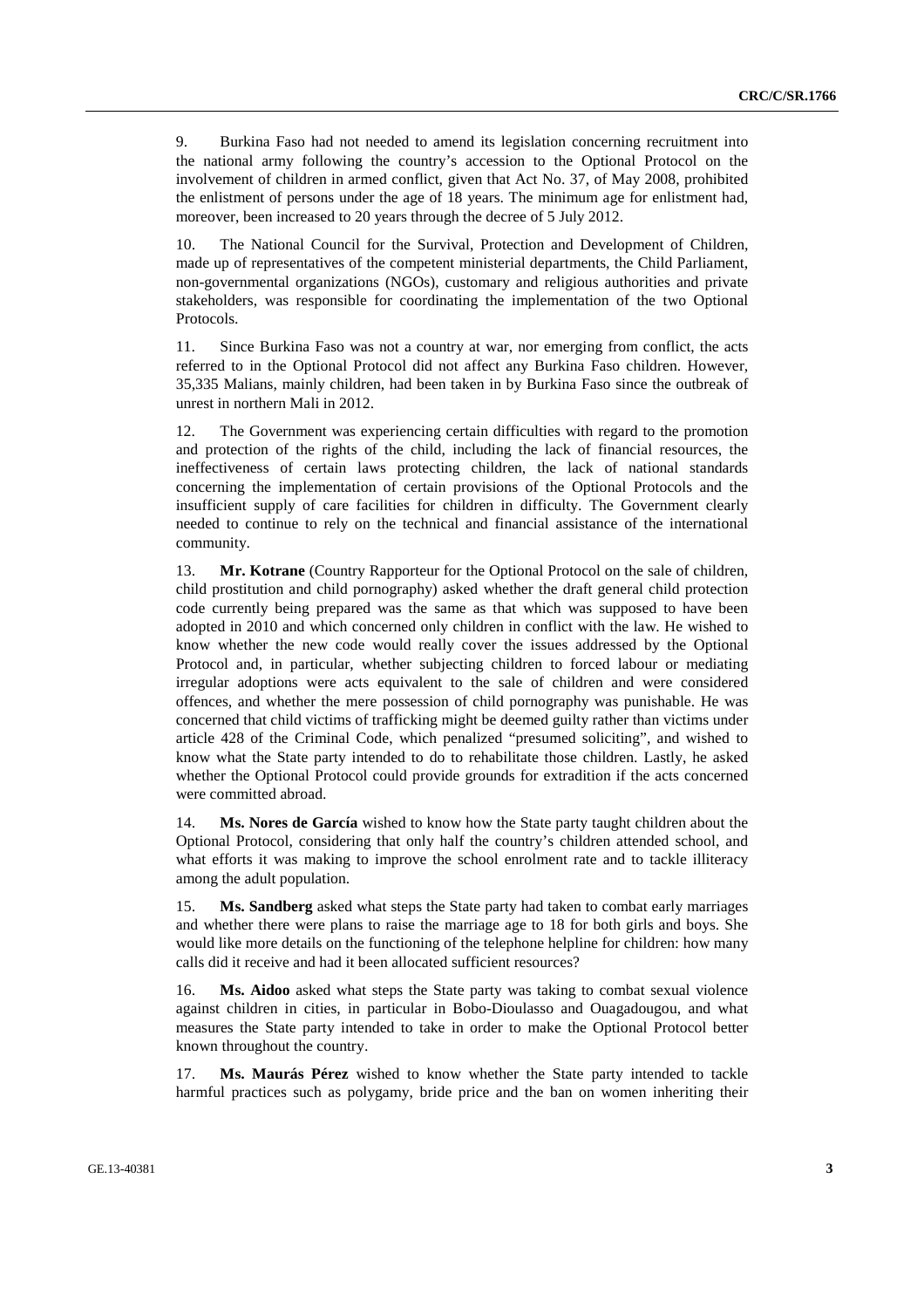9. Burkina Faso had not needed to amend its legislation concerning recruitment into the national army following the country's accession to the Optional Protocol on the involvement of children in armed conflict, given that Act No. 37, of May 2008, prohibited the enlistment of persons under the age of 18 years. The minimum age for enlistment had, moreover, been increased to 20 years through the decree of 5 July 2012.

10. The National Council for the Survival, Protection and Development of Children, made up of representatives of the competent ministerial departments, the Child Parliament, non-governmental organizations (NGOs), customary and religious authorities and private stakeholders, was responsible for coordinating the implementation of the two Optional Protocols.

11. Since Burkina Faso was not a country at war, nor emerging from conflict, the acts referred to in the Optional Protocol did not affect any Burkina Faso children. However, 35,335 Malians, mainly children, had been taken in by Burkina Faso since the outbreak of unrest in northern Mali in 2012.

12. The Government was experiencing certain difficulties with regard to the promotion and protection of the rights of the child, including the lack of financial resources, the ineffectiveness of certain laws protecting children, the lack of national standards concerning the implementation of certain provisions of the Optional Protocols and the insufficient supply of care facilities for children in difficulty. The Government clearly needed to continue to rely on the technical and financial assistance of the international community.

13. **Mr. Kotrane** (Country Rapporteur for the Optional Protocol on the sale of children, child prostitution and child pornography) asked whether the draft general child protection code currently being prepared was the same as that which was supposed to have been adopted in 2010 and which concerned only children in conflict with the law. He wished to know whether the new code would really cover the issues addressed by the Optional Protocol and, in particular, whether subjecting children to forced labour or mediating irregular adoptions were acts equivalent to the sale of children and were considered offences, and whether the mere possession of child pornography was punishable. He was concerned that child victims of trafficking might be deemed guilty rather than victims under article 428 of the Criminal Code, which penalized "presumed soliciting", and wished to know what the State party intended to do to rehabilitate those children. Lastly, he asked whether the Optional Protocol could provide grounds for extradition if the acts concerned were committed abroad.

14. **Ms. Nores de García** wished to know how the State party taught children about the Optional Protocol, considering that only half the country's children attended school, and what efforts it was making to improve the school enrolment rate and to tackle illiteracy among the adult population.

15. **Ms. Sandberg** asked what steps the State party had taken to combat early marriages and whether there were plans to raise the marriage age to 18 for both girls and boys. She would like more details on the functioning of the telephone helpline for children: how many calls did it receive and had it been allocated sufficient resources?

16. **Ms. Aidoo** asked what steps the State party was taking to combat sexual violence against children in cities, in particular in Bobo-Dioulasso and Ouagadougou, and what measures the State party intended to take in order to make the Optional Protocol better known throughout the country.

17. **Ms. Maurás Pérez** wished to know whether the State party intended to tackle harmful practices such as polygamy, bride price and the ban on women inheriting their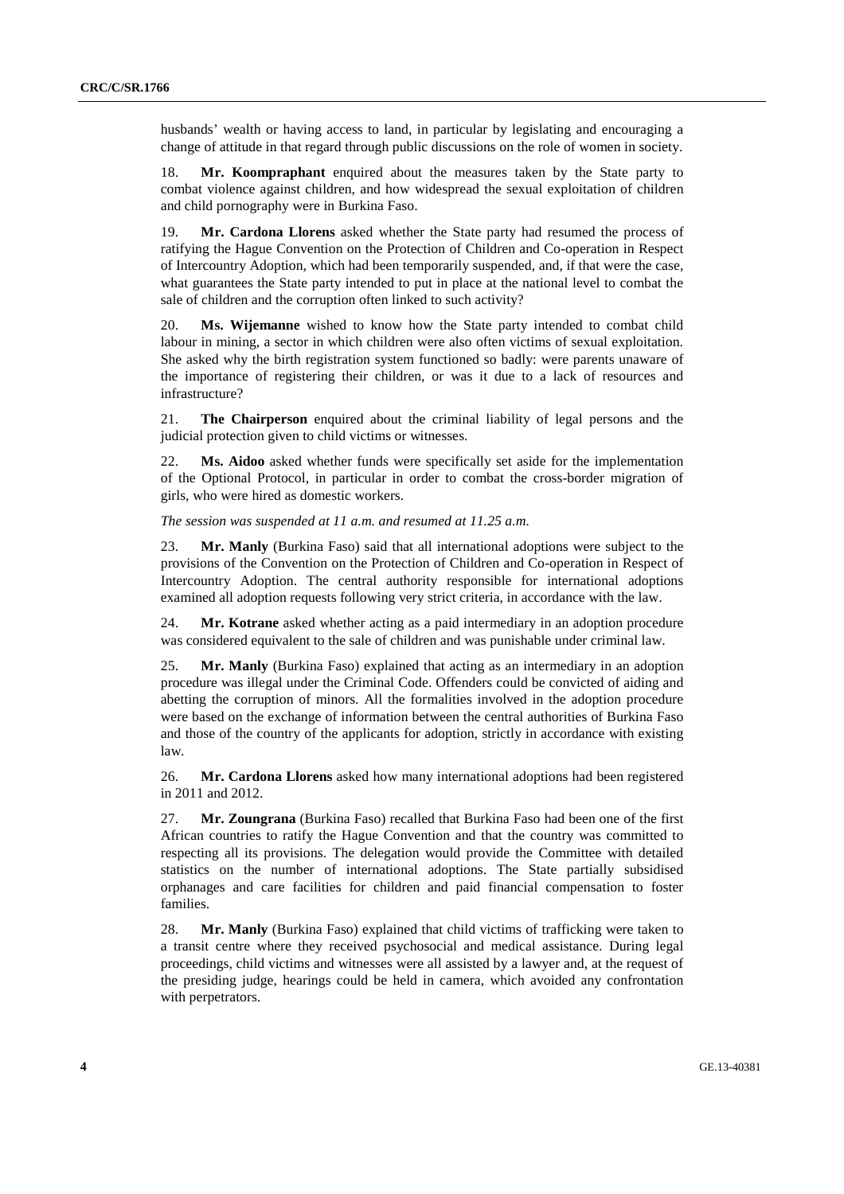husbands' wealth or having access to land, in particular by legislating and encouraging a change of attitude in that regard through public discussions on the role of women in society.

18. **Mr. Koompraphant** enquired about the measures taken by the State party to combat violence against children, and how widespread the sexual exploitation of children and child pornography were in Burkina Faso.

19. **Mr. Cardona Llorens** asked whether the State party had resumed the process of ratifying the Hague Convention on the Protection of Children and Co-operation in Respect of Intercountry Adoption, which had been temporarily suspended, and, if that were the case, what guarantees the State party intended to put in place at the national level to combat the sale of children and the corruption often linked to such activity?

20. **Ms. Wijemanne** wished to know how the State party intended to combat child labour in mining, a sector in which children were also often victims of sexual exploitation. She asked why the birth registration system functioned so badly: were parents unaware of the importance of registering their children, or was it due to a lack of resources and infrastructure?

21. **The Chairperson** enquired about the criminal liability of legal persons and the judicial protection given to child victims or witnesses.

22. **Ms. Aidoo** asked whether funds were specifically set aside for the implementation of the Optional Protocol, in particular in order to combat the cross-border migration of girls, who were hired as domestic workers.

*The session was suspended at 11 a.m. and resumed at 11.25 a.m.*

23. **Mr. Manly** (Burkina Faso) said that all international adoptions were subject to the provisions of the Convention on the Protection of Children and Co-operation in Respect of Intercountry Adoption. The central authority responsible for international adoptions examined all adoption requests following very strict criteria, in accordance with the law.

24. **Mr. Kotrane** asked whether acting as a paid intermediary in an adoption procedure was considered equivalent to the sale of children and was punishable under criminal law.

25. **Mr. Manly** (Burkina Faso) explained that acting as an intermediary in an adoption procedure was illegal under the Criminal Code. Offenders could be convicted of aiding and abetting the corruption of minors. All the formalities involved in the adoption procedure were based on the exchange of information between the central authorities of Burkina Faso and those of the country of the applicants for adoption, strictly in accordance with existing law.

26. **Mr. Cardona Llorens** asked how many international adoptions had been registered in 2011 and 2012.

27. **Mr. Zoungrana** (Burkina Faso) recalled that Burkina Faso had been one of the first African countries to ratify the Hague Convention and that the country was committed to respecting all its provisions. The delegation would provide the Committee with detailed statistics on the number of international adoptions. The State partially subsidised orphanages and care facilities for children and paid financial compensation to foster families.

28. **Mr. Manly** (Burkina Faso) explained that child victims of trafficking were taken to a transit centre where they received psychosocial and medical assistance. During legal proceedings, child victims and witnesses were all assisted by a lawyer and, at the request of the presiding judge, hearings could be held in camera, which avoided any confrontation with perpetrators.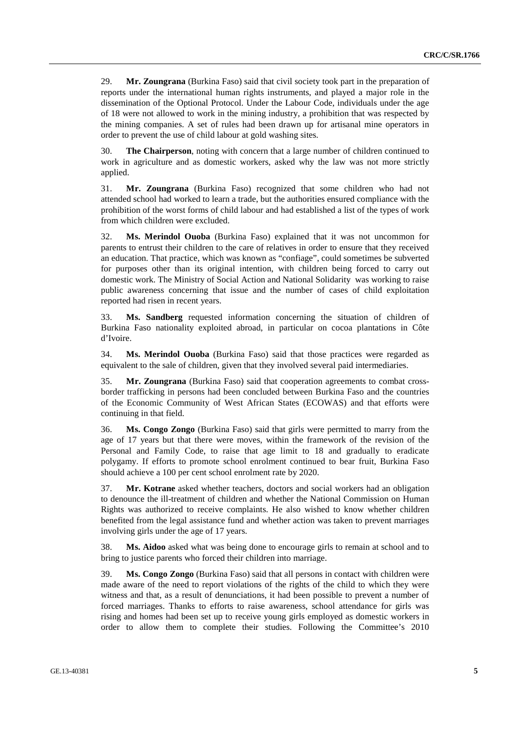29. **Mr. Zoungrana** (Burkina Faso) said that civil society took part in the preparation of reports under the international human rights instruments, and played a major role in the dissemination of the Optional Protocol. Under the Labour Code, individuals under the age of 18 were not allowed to work in the mining industry, a prohibition that was respected by the mining companies. A set of rules had been drawn up for artisanal mine operators in order to prevent the use of child labour at gold washing sites.

30. **The Chairperson**, noting with concern that a large number of children continued to work in agriculture and as domestic workers, asked why the law was not more strictly applied.

31. **Mr. Zoungrana** (Burkina Faso) recognized that some children who had not attended school had worked to learn a trade, but the authorities ensured compliance with the prohibition of the worst forms of child labour and had established a list of the types of work from which children were excluded.

32. **Ms. Merindol Ouoba** (Burkina Faso) explained that it was not uncommon for parents to entrust their children to the care of relatives in order to ensure that they received an education. That practice, which was known as "confiage", could sometimes be subverted for purposes other than its original intention, with children being forced to carry out domestic work. The Ministry of Social Action and National Solidarity was working to raise public awareness concerning that issue and the number of cases of child exploitation reported had risen in recent years.

33. **Ms. Sandberg** requested information concerning the situation of children of Burkina Faso nationality exploited abroad, in particular on cocoa plantations in Côte d'Ivoire.

34. **Ms. Merindol Ouoba** (Burkina Faso) said that those practices were regarded as equivalent to the sale of children, given that they involved several paid intermediaries.

35. **Mr. Zoungrana** (Burkina Faso) said that cooperation agreements to combat cross-border trafficking in persons had been concluded between Burkina Faso and the countries of the Economic Community of West African States (ECOWAS) and that efforts were continuing in that field.

36. **Ms. Congo Zongo** (Burkina Faso) said that girls were permitted to marry from the age of 17 years but that there were moves, within the framework of the revision of the Personal and Family Code, to raise that age limit to 18 and gradually to eradicate polygamy. If efforts to promote school enrolment continued to bear fruit, Burkina Faso should achieve a 100 per cent school enrolment rate by 2020.

37. **Mr. Kotrane** asked whether teachers, doctors and social workers had an obligation to denounce the ill-treatment of children and whether the National Commission on Human Rights was authorized to receive complaints. He also wished to know whether children benefited from the legal assistance fund and whether action was taken to prevent marriages involving girls under the age of 17 years.

38. **Ms. Aidoo** asked what was being done to encourage girls to remain at school and to bring to justice parents who forced their children into marriage.

39. **Ms. Congo Zongo** (Burkina Faso) said that all persons in contact with children were made aware of the need to report violations of the rights of the child to which they were witness and that, as a result of denunciations, it had been possible to prevent a number of forced marriages. Thanks to efforts to raise awareness, school attendance for girls was rising and homes had been set up to receive young girls employed as domestic workers in order to allow them to complete their studies. Following the Committee's 2010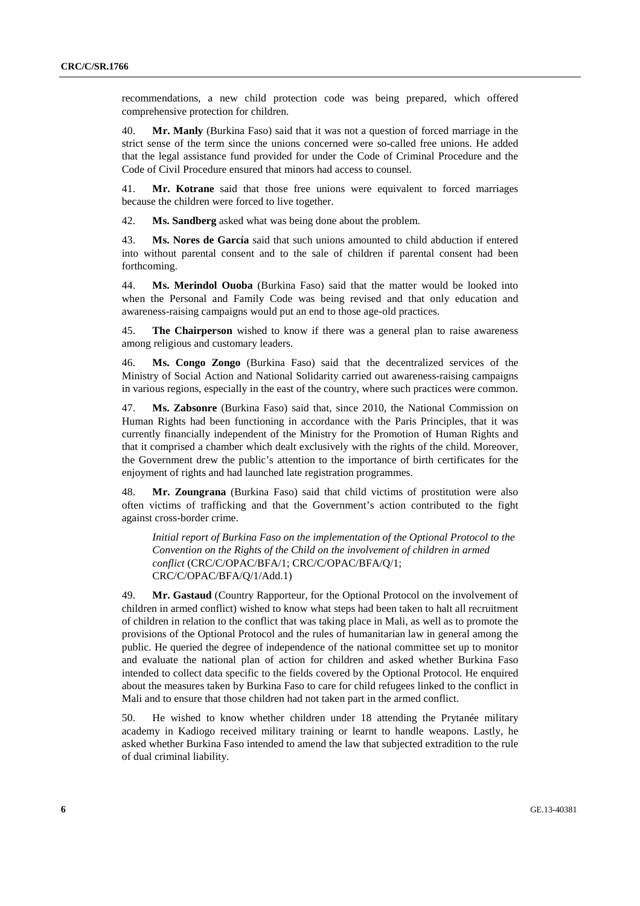recommendations, a new child protection code was being prepared, which offered comprehensive protection for children.

40. **Mr. Manly** (Burkina Faso) said that it was not a question of forced marriage in the strict sense of the term since the unions concerned were so-called free unions. He added that the legal assistance fund provided for under the Code of Criminal Procedure and the Code of Civil Procedure ensured that minors had access to counsel.

41. **Mr. Kotrane** said that those free unions were equivalent to forced marriages because the children were forced to live together.

42. **Ms. Sandberg** asked what was being done about the problem.

43. **Ms. Nores de García** said that such unions amounted to child abduction if entered into without parental consent and to the sale of children if parental consent had been forthcoming.

44. **Ms. Merindol Ouoba** (Burkina Faso) said that the matter would be looked into when the Personal and Family Code was being revised and that only education and awareness-raising campaigns would put an end to those age-old practices.

45. **The Chairperson** wished to know if there was a general plan to raise awareness among religious and customary leaders.

46. **Ms. Congo Zongo** (Burkina Faso) said that the decentralized services of the Ministry of Social Action and National Solidarity carried out awareness-raising campaigns in various regions, especially in the east of the country, where such practices were common.

47. **Ms. Zabsonre** (Burkina Faso) said that, since 2010, the National Commission on Human Rights had been functioning in accordance with the Paris Principles, that it was currently financially independent of the Ministry for the Promotion of Human Rights and that it comprised a chamber which dealt exclusively with the rights of the child. Moreover, the Government drew the public's attention to the importance of birth certificates for the enjoyment of rights and had launched late registration programmes.

48. **Mr. Zoungrana** (Burkina Faso) said that child victims of prostitution were also often victims of trafficking and that the Government's action contributed to the fight against cross-border crime.

*Initial report of Burkina Faso on the implementation of the Optional Protocol to the Convention on the Rights of the Child on the involvement of children in armed conflict* (CRC/C/OPAC/BFA/1; CRC/C/OPAC/BFA/Q/1; CRC/C/OPAC/BFA/Q/1/Add.1)

49. **Mr. Gastaud** (Country Rapporteur, for the Optional Protocol on the involvement of children in armed conflict) wished to know what steps had been taken to halt all recruitment of children in relation to the conflict that was taking place in Mali, as well as to promote the provisions of the Optional Protocol and the rules of humanitarian law in general among the public. He queried the degree of independence of the national committee set up to monitor and evaluate the national plan of action for children and asked whether Burkina Faso intended to collect data specific to the fields covered by the Optional Protocol. He enquired about the measures taken by Burkina Faso to care for child refugees linked to the conflict in Mali and to ensure that those children had not taken part in the armed conflict.

50. He wished to know whether children under 18 attending the Prytanée military academy in Kadiogo received military training or learnt to handle weapons. Lastly, he asked whether Burkina Faso intended to amend the law that subjected extradition to the rule of dual criminal liability.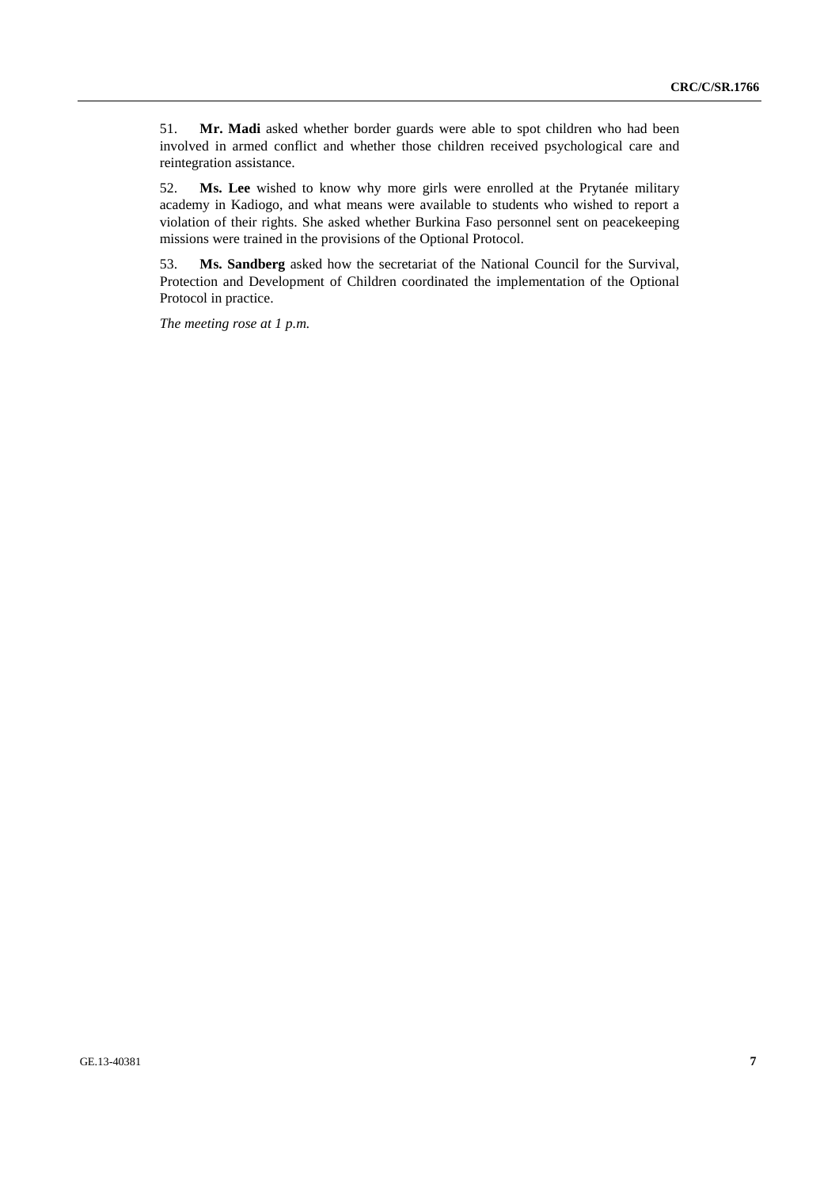51. **Mr. Madi** asked whether border guards were able to spot children who had been involved in armed conflict and whether those children received psychological care and reintegration assistance.

52. **Ms. Lee** wished to know why more girls were enrolled at the Prytanée military academy in Kadiogo, and what means were available to students who wished to report a violation of their rights. She asked whether Burkina Faso personnel sent on peacekeeping missions were trained in the provisions of the Optional Protocol.

53. **Ms. Sandberg** asked how the secretariat of the National Council for the Survival, Protection and Development of Children coordinated the implementation of the Optional Protocol in practice.

*The meeting rose at 1 p.m.*